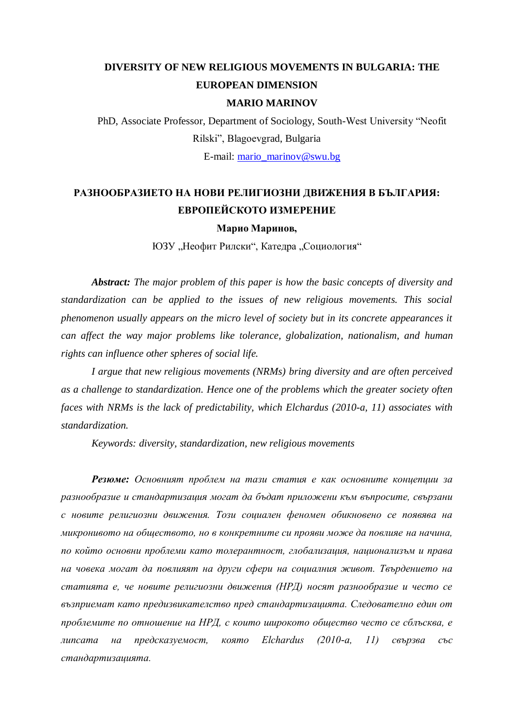# DIVERSITY OF NEW RELIGIOUS MOVEMENTS IN BULGARIA: THE EUROPEAN DIMENSION

**MARIO MARINOV**

PhD, Associate Professor, Department of Sociology, South-West University "Neofit Rilski", Blagoevgrad, Bulgaria

E-mail: mario_marinov@swu.bg

# РАЗНООБРАЗИЕТО НА НОВИ РЕЛИГИОЗНИ ДВИЖЕНИЯ В БЪЛГАРИЯ: ЕВРОПЕЙСКОТО ИЗМЕРЕНИЕ

**Марио Маринов,**

ЮЗУ „Неофит Рилски", Катедра „Социология"

***Abstract:*** *The major problem of this paper is how the basic concepts of diversity and standardization can be applied to the issues of new religious movements. This social phenomenon usually appears on the micro level of society but in its concrete appearances it can affect the way major problems like tolerance, globalization, nationalism, and human rights can influence other spheres of social life.*

*I argue that new religious movements (NRMs) bring diversity and are often perceived as a challenge to standardization. Hence one of the problems which the greater society often faces with NRMs is the lack of predictability, which Elchardus (2010-a, 11) associates with standardization.*

*Keywords: diversity, standardization, new religious movements*

***Резюме:*** *Основният проблем на тази статия е как основните концепции за разнообразие и стандартизация могат да бъдат приложени към въпросите, свързани с новите религиозни движения. Този социален феномен обикновено се появява на микронивото на обществото, но в конкретните си прояви може да повлияе на начина, по който основни проблеми като толерантност, глобализация, национализъм и права на човека могат да повлияят на други сфери на социалния живот. Твърдението на статията е, че новите религиозни движения (НРД) носят разнообразие и често се възприемат като предизвикателство пред стандартизацията. Следователно един от проблемите по отношение на НРД, с които широкото общество често се сблъсква, е липсата на предсказуемост, която Elchardus (2010-a, 11) свързва със стандартизацията.*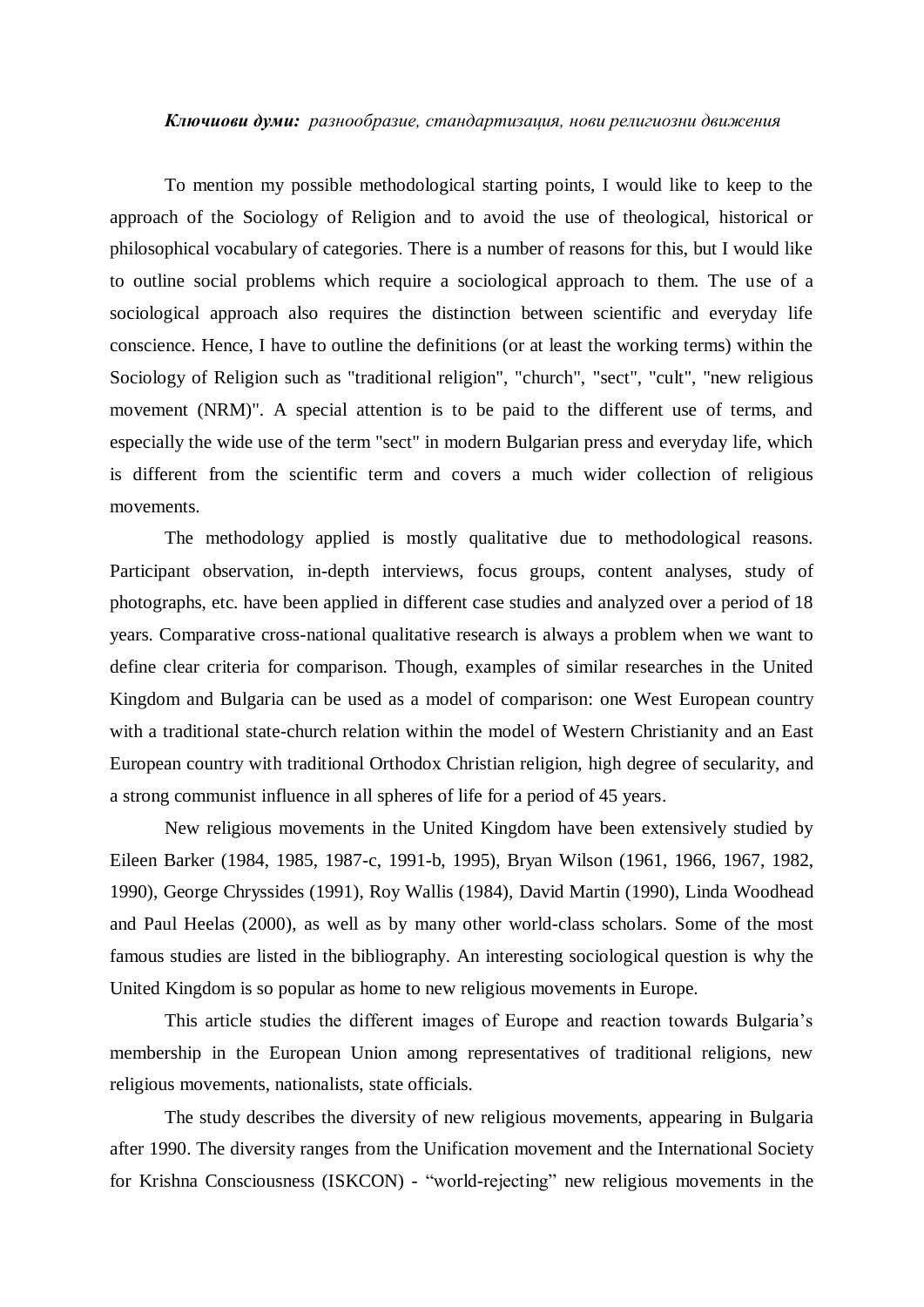***Ключови думи:*** *разнообразие, стандартизация, нови религиозни движения*

To mention my possible methodological starting points, I would like to keep to the approach of the Sociology of Religion and to avoid the use of theological, historical or philosophical vocabulary of categories. There is a number of reasons for this, but I would like to outline social problems which require a sociological approach to them. The use of a sociological approach also requires the distinction between scientific and everyday life conscience. Hence, I have to outline the definitions (or at least the working terms) within the Sociology of Religion such as "traditional religion", "church", "sect", "cult", "new religious movement (NRM)". A special attention is to be paid to the different use of terms, and especially the wide use of the term "sect" in modern Bulgarian press and everyday life, which is different from the scientific term and covers a much wider collection of religious movements.

The methodology applied is mostly qualitative due to methodological reasons. Participant observation, in-depth interviews, focus groups, content analyses, study of photographs, etc. have been applied in different case studies and analyzed over a period of 18 years. Comparative cross-national qualitative research is always a problem when we want to define clear criteria for comparison. Though, examples of similar researches in the United Kingdom and Bulgaria can be used as a model of comparison: one West European country with a traditional state-church relation within the model of Western Christianity and an East European country with traditional Orthodox Christian religion, high degree of secularity, and a strong communist influence in all spheres of life for a period of 45 years.

New religious movements in the United Kingdom have been extensively studied by Eileen Barker (1984, 1985, 1987-c, 1991-b, 1995), Bryan Wilson (1961, 1966, 1967, 1982, 1990), George Chryssides (1991), Roy Wallis (1984), David Martin (1990), Linda Woodhead and Paul Heelas (2000), as well as by many other world-class scholars. Some of the most famous studies are listed in the bibliography. An interesting sociological question is why the United Kingdom is so popular as home to new religious movements in Europe.

This article studies the different images of Europe and reaction towards Bulgaria's membership in the European Union among representatives of traditional religions, new religious movements, nationalists, state officials.

The study describes the diversity of new religious movements, appearing in Bulgaria after 1990. The diversity ranges from the Unification movement and the International Society for Krishna Consciousness (ISKCON) - "world-rejecting" new religious movements in the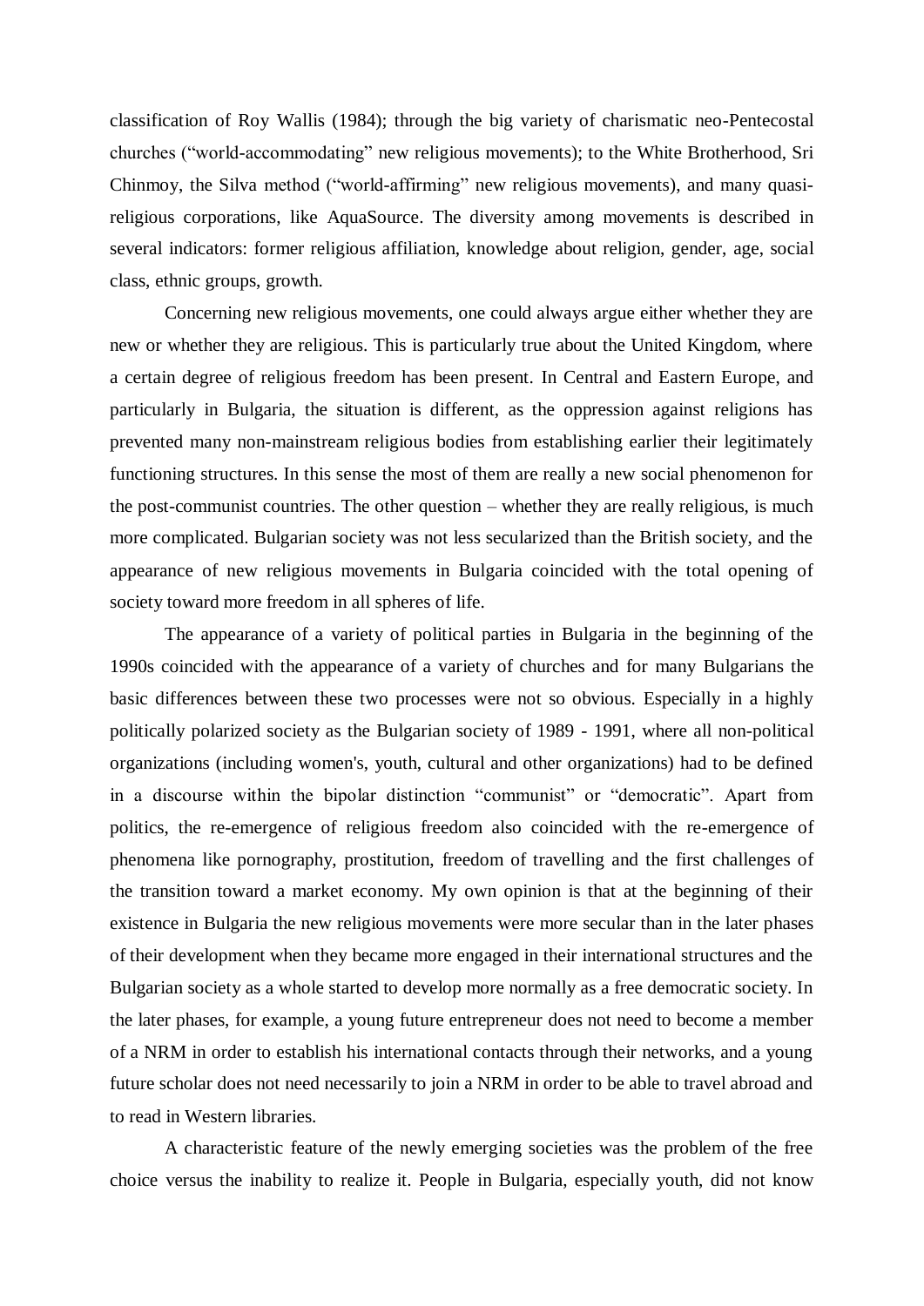classification of Roy Wallis (1984); through the big variety of charismatic neo-Pentecostal churches ("world-accommodating" new religious movements); to the White Brotherhood, Sri Chinmoy, the Silva method ("world-affirming" new religious movements), and many quasi-religious corporations, like AquaSource. The diversity among movements is described in several indicators: former religious affiliation, knowledge about religion, gender, age, social class, ethnic groups, growth.

Concerning new religious movements, one could always argue either whether they are new or whether they are religious. This is particularly true about the United Kingdom, where a certain degree of religious freedom has been present. In Central and Eastern Europe, and particularly in Bulgaria, the situation is different, as the oppression against religions has prevented many non-mainstream religious bodies from establishing earlier their legitimately functioning structures. In this sense the most of them are really a new social phenomenon for the post-communist countries. The other question – whether they are really religious, is much more complicated. Bulgarian society was not less secularized than the British society, and the appearance of new religious movements in Bulgaria coincided with the total opening of society toward more freedom in all spheres of life.

The appearance of a variety of political parties in Bulgaria in the beginning of the 1990s coincided with the appearance of a variety of churches and for many Bulgarians the basic differences between these two processes were not so obvious. Especially in a highly politically polarized society as the Bulgarian society of 1989 - 1991, where all non-political organizations (including women's, youth, cultural and other organizations) had to be defined in a discourse within the bipolar distinction "communist" or "democratic". Apart from politics, the re-emergence of religious freedom also coincided with the re-emergence of phenomena like pornography, prostitution, freedom of travelling and the first challenges of the transition toward a market economy. My own opinion is that at the beginning of their existence in Bulgaria the new religious movements were more secular than in the later phases of their development when they became more engaged in their international structures and the Bulgarian society as a whole started to develop more normally as a free democratic society. In the later phases, for example, a young future entrepreneur does not need to become a member of a NRM in order to establish his international contacts through their networks, and a young future scholar does not need necessarily to join a NRM in order to be able to travel abroad and to read in Western libraries.

A characteristic feature of the newly emerging societies was the problem of the free choice versus the inability to realize it. People in Bulgaria, especially youth, did not know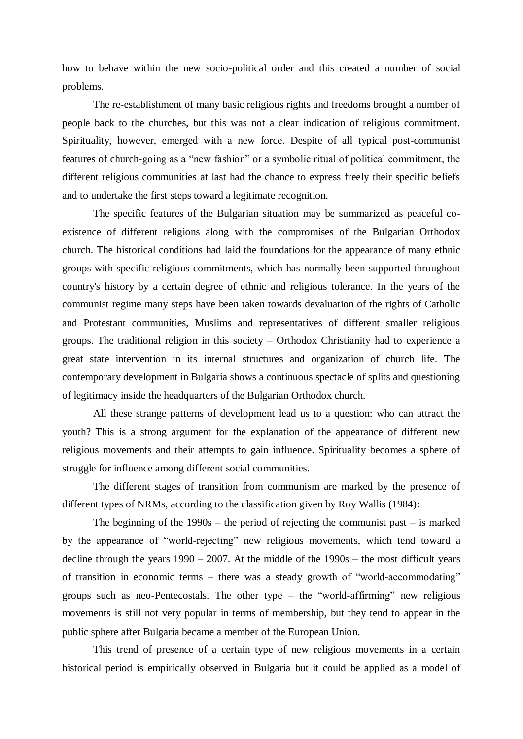how to behave within the new socio-political order and this created a number of social problems.

The re-establishment of many basic religious rights and freedoms brought a number of people back to the churches, but this was not a clear indication of religious commitment. Spirituality, however, emerged with a new force. Despite of all typical post-communist features of church-going as a "new fashion" or a symbolic ritual of political commitment, the different religious communities at last had the chance to express freely their specific beliefs and to undertake the first steps toward a legitimate recognition.

The specific features of the Bulgarian situation may be summarized as peaceful co-existence of different religions along with the compromises of the Bulgarian Orthodox church. The historical conditions had laid the foundations for the appearance of many ethnic groups with specific religious commitments, which has normally been supported throughout country's history by a certain degree of ethnic and religious tolerance. In the years of the communist regime many steps have been taken towards devaluation of the rights of Catholic and Protestant communities, Muslims and representatives of different smaller religious groups. The traditional religion in this society – Orthodox Christianity had to experience a great state intervention in its internal structures and organization of church life. The contemporary development in Bulgaria shows a continuous spectacle of splits and questioning of legitimacy inside the headquarters of the Bulgarian Orthodox church.

All these strange patterns of development lead us to a question: who can attract the youth? This is a strong argument for the explanation of the appearance of different new religious movements and their attempts to gain influence. Spirituality becomes a sphere of struggle for influence among different social communities.

The different stages of transition from communism are marked by the presence of different types of NRMs, according to the classification given by Roy Wallis (1984):

The beginning of the 1990s – the period of rejecting the communist past – is marked by the appearance of "world-rejecting" new religious movements, which tend toward a decline through the years 1990 – 2007. At the middle of the 1990s – the most difficult years of transition in economic terms – there was a steady growth of "world-accommodating" groups such as neo-Pentecostals. The other type – the "world-affirming" new religious movements is still not very popular in terms of membership, but they tend to appear in the public sphere after Bulgaria became a member of the European Union.

This trend of presence of a certain type of new religious movements in a certain historical period is empirically observed in Bulgaria but it could be applied as a model of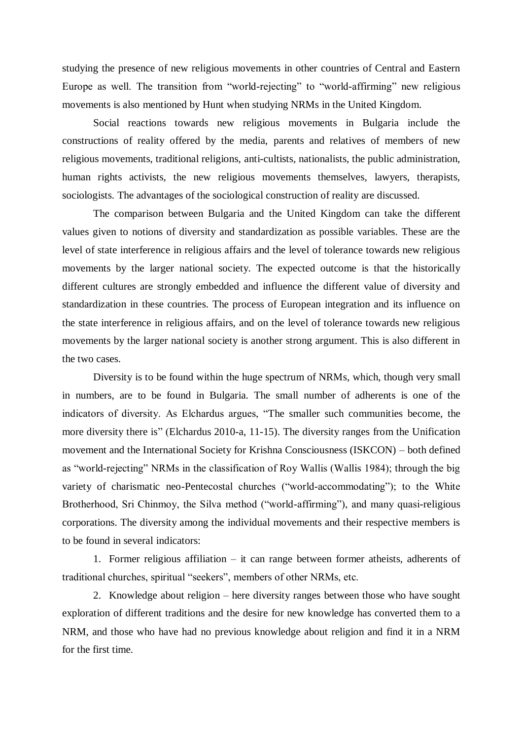studying the presence of new religious movements in other countries of Central and Eastern Europe as well. The transition from "world-rejecting" to "world-affirming" new religious movements is also mentioned by Hunt when studying NRMs in the United Kingdom.

Social reactions towards new religious movements in Bulgaria include the constructions of reality offered by the media, parents and relatives of members of new religious movements, traditional religions, anti-cultists, nationalists, the public administration, human rights activists, the new religious movements themselves, lawyers, therapists, sociologists. The advantages of the sociological construction of reality are discussed.

The comparison between Bulgaria and the United Kingdom can take the different values given to notions of diversity and standardization as possible variables. These are the level of state interference in religious affairs and the level of tolerance towards new religious movements by the larger national society. The expected outcome is that the historically different cultures are strongly embedded and influence the different value of diversity and standardization in these countries. The process of European integration and its influence on the state interference in religious affairs, and on the level of tolerance towards new religious movements by the larger national society is another strong argument. This is also different in the two cases.

Diversity is to be found within the huge spectrum of NRMs, which, though very small in numbers, are to be found in Bulgaria. The small number of adherents is one of the indicators of diversity. As Elchardus argues, "The smaller such communities become, the more diversity there is" (Elchardus 2010-a, 11-15). The diversity ranges from the Unification movement and the International Society for Krishna Consciousness (ISKCON) – both defined as "world-rejecting" NRMs in the classification of Roy Wallis (Wallis 1984); through the big variety of charismatic neo-Pentecostal churches ("world-accommodating"); to the White Brotherhood, Sri Chinmoy, the Silva method ("world-affirming"), and many quasi-religious corporations. The diversity among the individual movements and their respective members is to be found in several indicators:

1. Former religious affiliation – it can range between former atheists, adherents of traditional churches, spiritual "seekers", members of other NRMs, etc.
2. Knowledge about religion – here diversity ranges between those who have sought exploration of different traditions and the desire for new knowledge has converted them to a NRM, and those who have had no previous knowledge about religion and find it in a NRM for the first time.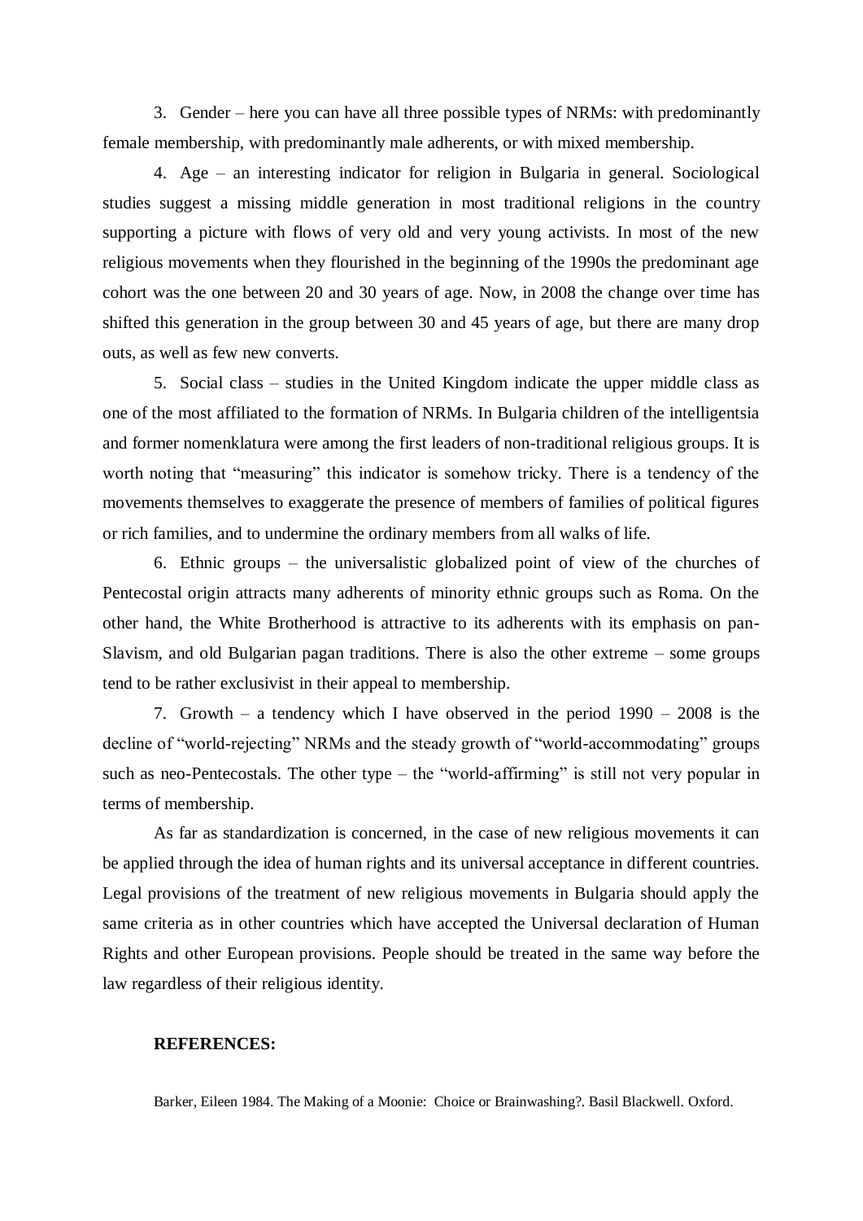3. Gender – here you can have all three possible types of NRMs: with predominantly female membership, with predominantly male adherents, or with mixed membership.

4. Age – an interesting indicator for religion in Bulgaria in general. Sociological studies suggest a missing middle generation in most traditional religions in the country supporting a picture with flows of very old and very young activists. In most of the new religious movements when they flourished in the beginning of the 1990s the predominant age cohort was the one between 20 and 30 years of age. Now, in 2008 the change over time has shifted this generation in the group between 30 and 45 years of age, but there are many drop outs, as well as few new converts.

5. Social class – studies in the United Kingdom indicate the upper middle class as one of the most affiliated to the formation of NRMs. In Bulgaria children of the intelligentsia and former nomenklatura were among the first leaders of non-traditional religious groups. It is worth noting that "measuring" this indicator is somehow tricky. There is a tendency of the movements themselves to exaggerate the presence of members of families of political figures or rich families, and to undermine the ordinary members from all walks of life.

6. Ethnic groups – the universalistic globalized point of view of the churches of Pentecostal origin attracts many adherents of minority ethnic groups such as Roma. On the other hand, the White Brotherhood is attractive to its adherents with its emphasis on pan-Slavism, and old Bulgarian pagan traditions. There is also the other extreme – some groups tend to be rather exclusivist in their appeal to membership.

7. Growth – a tendency which I have observed in the period 1990 – 2008 is the decline of "world-rejecting" NRMs and the steady growth of "world-accommodating" groups such as neo-Pentecostals. The other type – the "world-affirming" is still not very popular in terms of membership.

As far as standardization is concerned, in the case of new religious movements it can be applied through the idea of human rights and its universal acceptance in different countries. Legal provisions of the treatment of new religious movements in Bulgaria should apply the same criteria as in other countries which have accepted the Universal declaration of Human Rights and other European provisions. People should be treated in the same way before the law regardless of their religious identity.

**REFERENCES:**

Barker, Eileen 1984. The Making of a Moonie: Choice or Brainwashing?. Basil Blackwell. Oxford.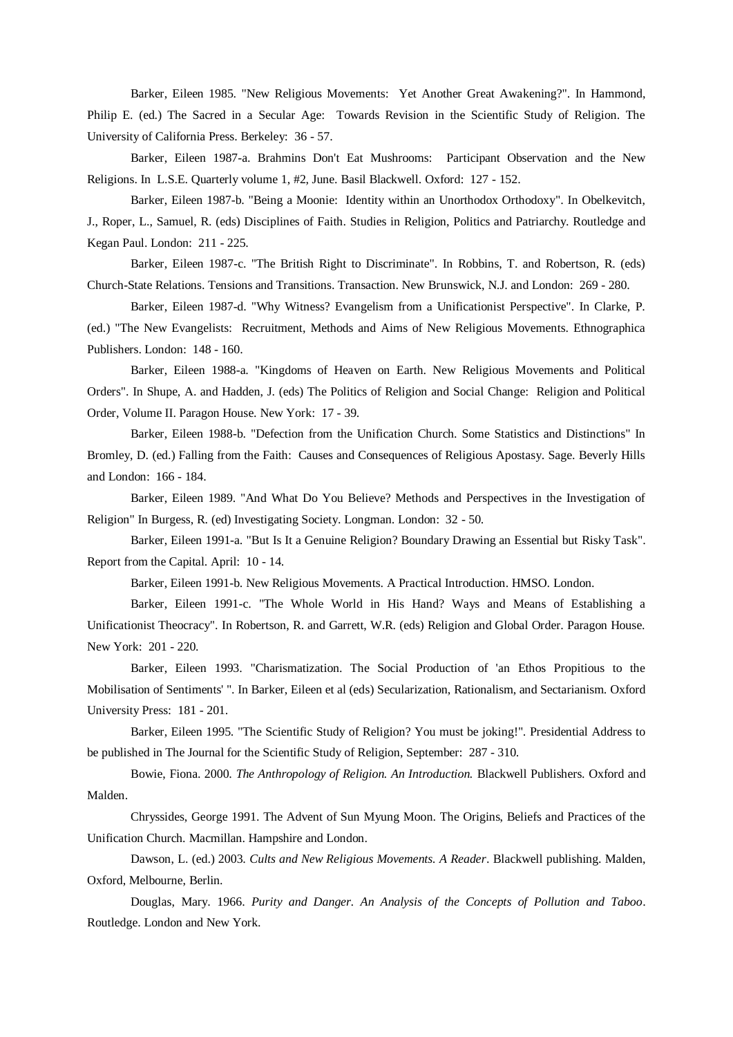Barker, Eileen 1985. "New Religious Movements: Yet Another Great Awakening?". In Hammond, Philip E. (ed.) The Sacred in a Secular Age: Towards Revision in the Scientific Study of Religion. The University of California Press. Berkeley: 36 - 57.

Barker, Eileen 1987-a. Brahmins Don't Eat Mushrooms: Participant Observation and the New Religions. In L.S.E. Quarterly volume 1, #2, June. Basil Blackwell. Oxford: 127 - 152.

Barker, Eileen 1987-b. "Being a Moonie: Identity within an Unorthodox Orthodoxy". In Obelkevitch, J., Roper, L., Samuel, R. (eds) Disciplines of Faith. Studies in Religion, Politics and Patriarchy. Routledge and Kegan Paul. London: 211 - 225.

Barker, Eileen 1987-c. "The British Right to Discriminate". In Robbins, T. and Robertson, R. (eds) Church-State Relations. Tensions and Transitions. Transaction. New Brunswick, N.J. and London: 269 - 280.

Barker, Eileen 1987-d. "Why Witness? Evangelism from a Unificationist Perspective". In Clarke, P. (ed.) "The New Evangelists: Recruitment, Methods and Aims of New Religious Movements. Ethnographica Publishers. London: 148 - 160.

Barker, Eileen 1988-a. "Kingdoms of Heaven on Earth. New Religious Movements and Political Orders". In Shupe, A. and Hadden, J. (eds) The Politics of Religion and Social Change: Religion and Political Order, Volume II. Paragon House. New York: 17 - 39.

Barker, Eileen 1988-b. "Defection from the Unification Church. Some Statistics and Distinctions" In Bromley, D. (ed.) Falling from the Faith: Causes and Consequences of Religious Apostasy. Sage. Beverly Hills and London: 166 - 184.

Barker, Eileen 1989. "And What Do You Believe? Methods and Perspectives in the Investigation of Religion" In Burgess, R. (ed) Investigating Society. Longman. London: 32 - 50.

Barker, Eileen 1991-a. "But Is It a Genuine Religion? Boundary Drawing an Essential but Risky Task". Report from the Capital. April: 10 - 14.

Barker, Eileen 1991-b. New Religious Movements. A Practical Introduction. HMSO. London.

Barker, Eileen 1991-c. "The Whole World in His Hand? Ways and Means of Establishing a Unificationist Theocracy". In Robertson, R. and Garrett, W.R. (eds) Religion and Global Order. Paragon House. New York: 201 - 220.

Barker, Eileen 1993. "Charismatization. The Social Production of 'an Ethos Propitious to the Mobilisation of Sentiments' ". In Barker, Eileen et al (eds) Secularization, Rationalism, and Sectarianism. Oxford University Press: 181 - 201.

Barker, Eileen 1995. "The Scientific Study of Religion? You must be joking!". Presidential Address to be published in The Journal for the Scientific Study of Religion, September: 287 - 310.

Bowie, Fiona. 2000. *The Anthropology of Religion. An Introduction.* Blackwell Publishers. Oxford and Malden.

Chryssides, George 1991. The Advent of Sun Myung Moon. The Origins, Beliefs and Practices of the Unification Church. Macmillan. Hampshire and London.

Dawson, L. (ed.) 2003. *Cults and New Religious Movements. A Reader*. Blackwell publishing. Malden, Oxford, Melbourne, Berlin.

Douglas, Mary. 1966. *Purity and Danger. An Analysis of the Concepts of Pollution and Taboo*. Routledge. London and New York.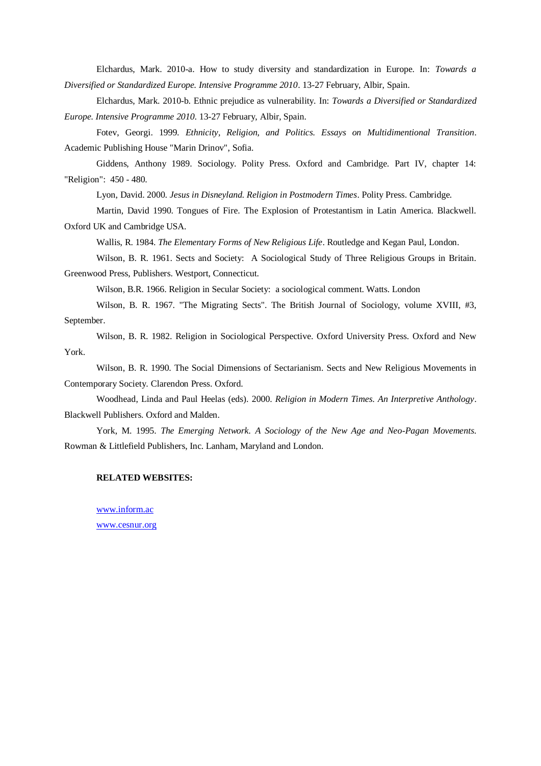Elchardus, Mark. 2010-a. How to study diversity and standardization in Europe. In: *Towards a Diversified or Standardized Europe. Intensive Programme 2010*. 13-27 February, Albir, Spain.

Elchardus, Mark. 2010-b. Ethnic prejudice as vulnerability. In: *Towards a Diversified or Standardized Europe. Intensive Programme 2010*. 13-27 February, Albir, Spain.

Fotev, Georgi. 1999. *Ethnicity, Religion, and Politics. Essays on Multidimentional Transition*. Academic Publishing House "Marin Drinov", Sofia.

Giddens, Anthony 1989. Sociology. Polity Press. Oxford and Cambridge. Part IV, chapter 14: "Religion": 450 - 480.

Lyon, David. 2000. *Jesus in Disneyland. Religion in Postmodern Times*. Polity Press. Cambridge.

Martin, David 1990. Tongues of Fire. The Explosion of Protestantism in Latin America. Blackwell. Oxford UK and Cambridge USA.

Wallis, R. 1984. *The Elementary Forms of New Religious Life*. Routledge and Kegan Paul, London.

Wilson, B. R. 1961. Sects and Society: A Sociological Study of Three Religious Groups in Britain. Greenwood Press, Publishers. Westport, Connecticut.

Wilson, B.R. 1966. Religion in Secular Society: a sociological comment. Watts. London

Wilson, B. R. 1967. "The Migrating Sects". The British Journal of Sociology, volume XVIII, #3, September.

Wilson, B. R. 1982. Religion in Sociological Perspective. Oxford University Press. Oxford and New York.

Wilson, B. R. 1990. The Social Dimensions of Sectarianism. Sects and New Religious Movements in Contemporary Society. Clarendon Press. Oxford.

Woodhead, Linda and Paul Heelas (eds). 2000. *Religion in Modern Times. An Interpretive Anthology*. Blackwell Publishers. Oxford and Malden.

York, M. 1995. *The Emerging Network. A Sociology of the New Age and Neo-Pagan Movements.* Rowman & Littlefield Publishers, Inc. Lanham, Maryland and London.

**RELATED WEBSITES:**

www.inform.ac
www.cesnur.org